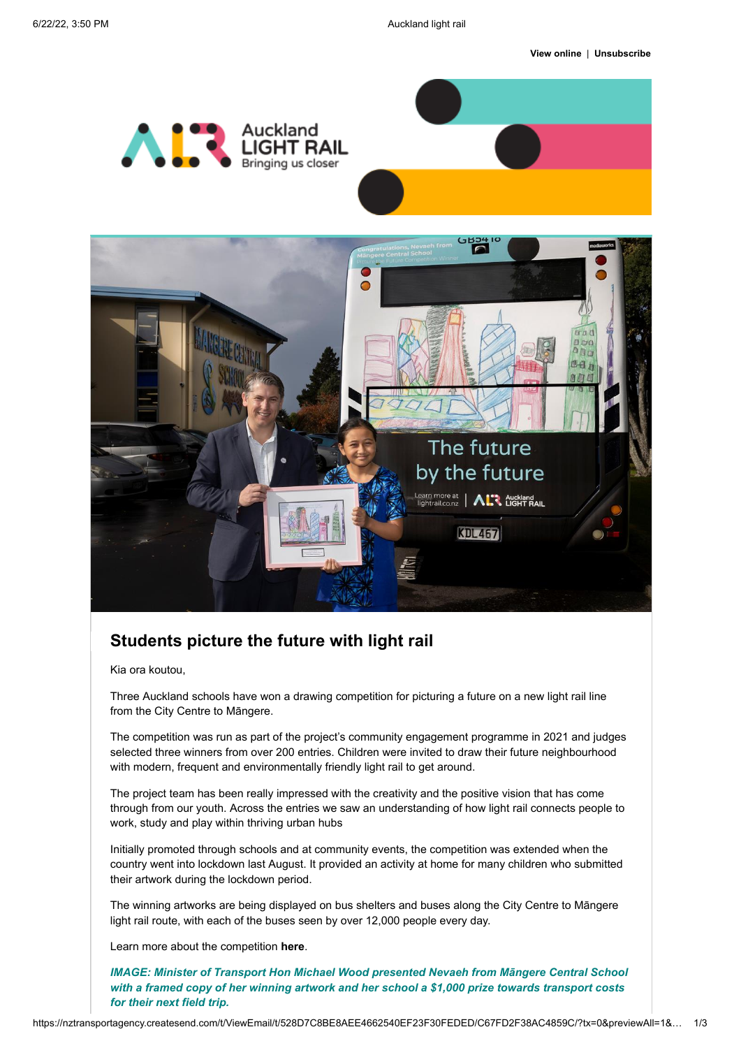View online | Unsubscribe

## Students picture the future with light rail

Kia ora koutou,

Three Auckland schools have won a drawing competition for picturing a future on a new light rail line from the City Centre to Māngere.

The competition was run as part of the project's community engagement programme in 2021 and judges selected three winners from over 200 entries. Children were invited to draw their future neighbourhood with modern, frequent and environmentally friendly light rail to get around.

The project team has been really impressed with the creativity and the positive vision that has come through from our youth. Across the entries we saw an understanding of how light rail connects people to work, study and play within thriving urban hubs

Initially promoted through schools and at community events, the competition was extended when the country went into lockdown last August. It provided an activity at home for many children who submitted their artwork during the lockdown period.

The winning artworks are being displayed on bus shelters and buses along the City Centre to Māngere light rail route, with each of the buses seen by over 12,000 people every day.

Learn more about the competition **here**.

***IMAGE: Minister of Transport Hon Michael Wood presented Nevaeh from Māngere Central School with a framed copy of her winning artwork and her school a $1,000 prize towards transport costs for their next field trip.***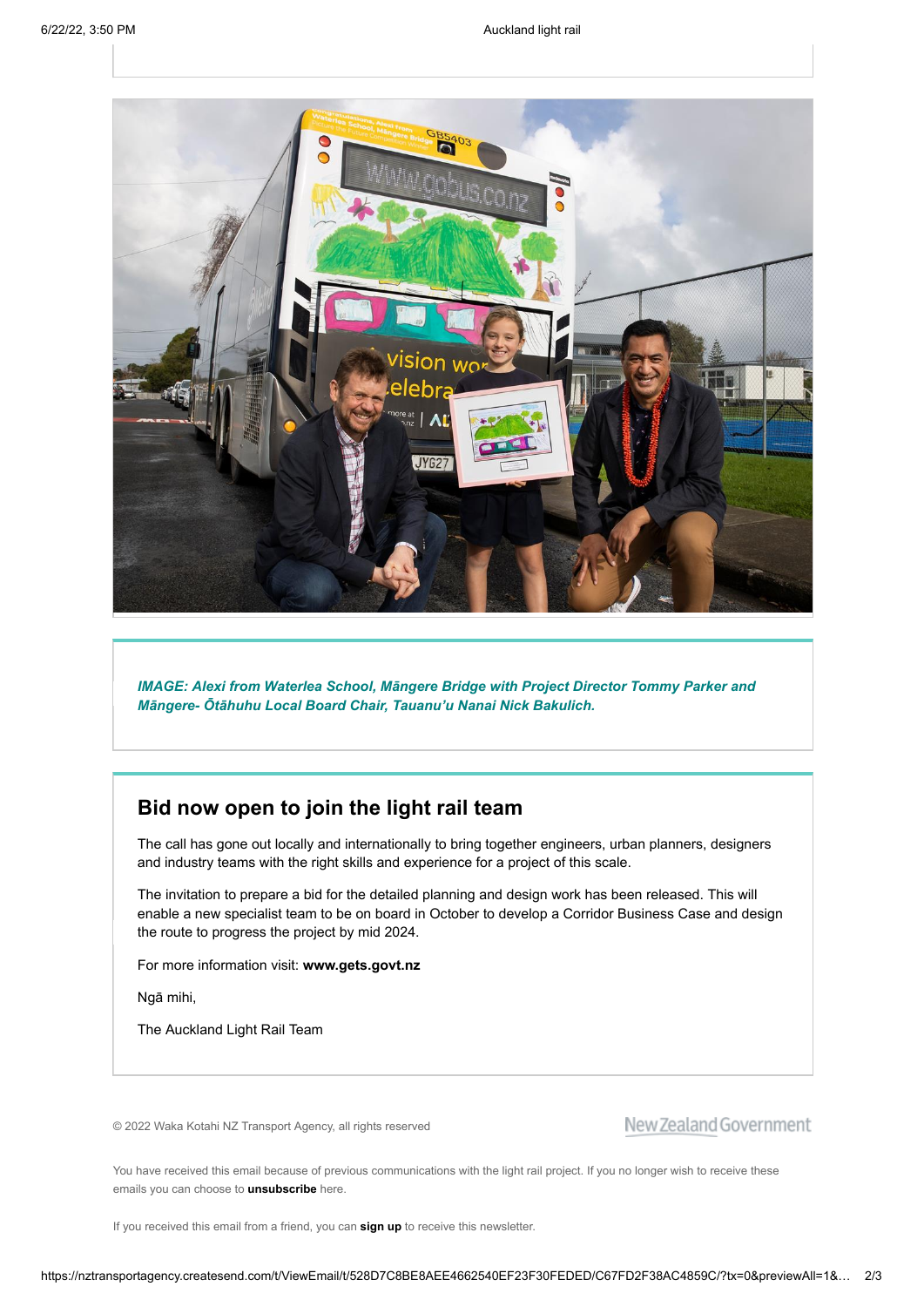***IMAGE: Alexi from Waterlea School, Māngere Bridge with Project Director Tommy Parker and Māngere- Ōtāhuhu Local Board Chair, Tauanu'u Nanai Nick Bakulich.***

## Bid now open to join the light rail team

The call has gone out locally and internationally to bring together engineers, urban planners, designers and industry teams with the right skills and experience for a project of this scale.

The invitation to prepare a bid for the detailed planning and design work has been released. This will enable a new specialist team to be on board in October to develop a Corridor Business Case and design the route to progress the project by mid 2024.

For more information visit: **www.gets.govt.nz**

Ngā mihi,

The Auckland Light Rail Team

© 2022 Waka Kotahi NZ Transport Agency, all rights reserved

New Zealand Government

You have received this email because of previous communications with the light rail project. If you no longer wish to receive these emails you can choose to **unsubscribe** here.

If you received this email from a friend, you can **sign up** to receive this newsletter.